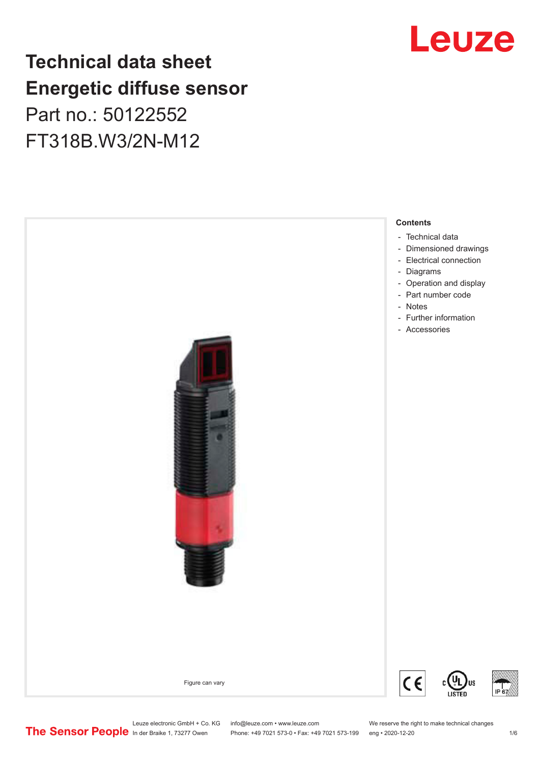# Technical data sheet
# Energetic diffuse sensor

## Part no.: 50122552

## FT318B.W3/2N-M12

Figure can vary

### Contents

- Technical data
- Dimensioned drawings
- Electrical connection
- Diagrams
- Operation and display
- Part number code
- Notes
- Further information
- Accessories

Leuze electronic GmbH + Co. KG
In der Braike 1, 73277 Owen

info@leuze.com • www.leuze.com
Phone: +49 7021 573-0 • Fax: +49 7021 573-199

We reserve the right to make technical changes
eng • 2020-12-20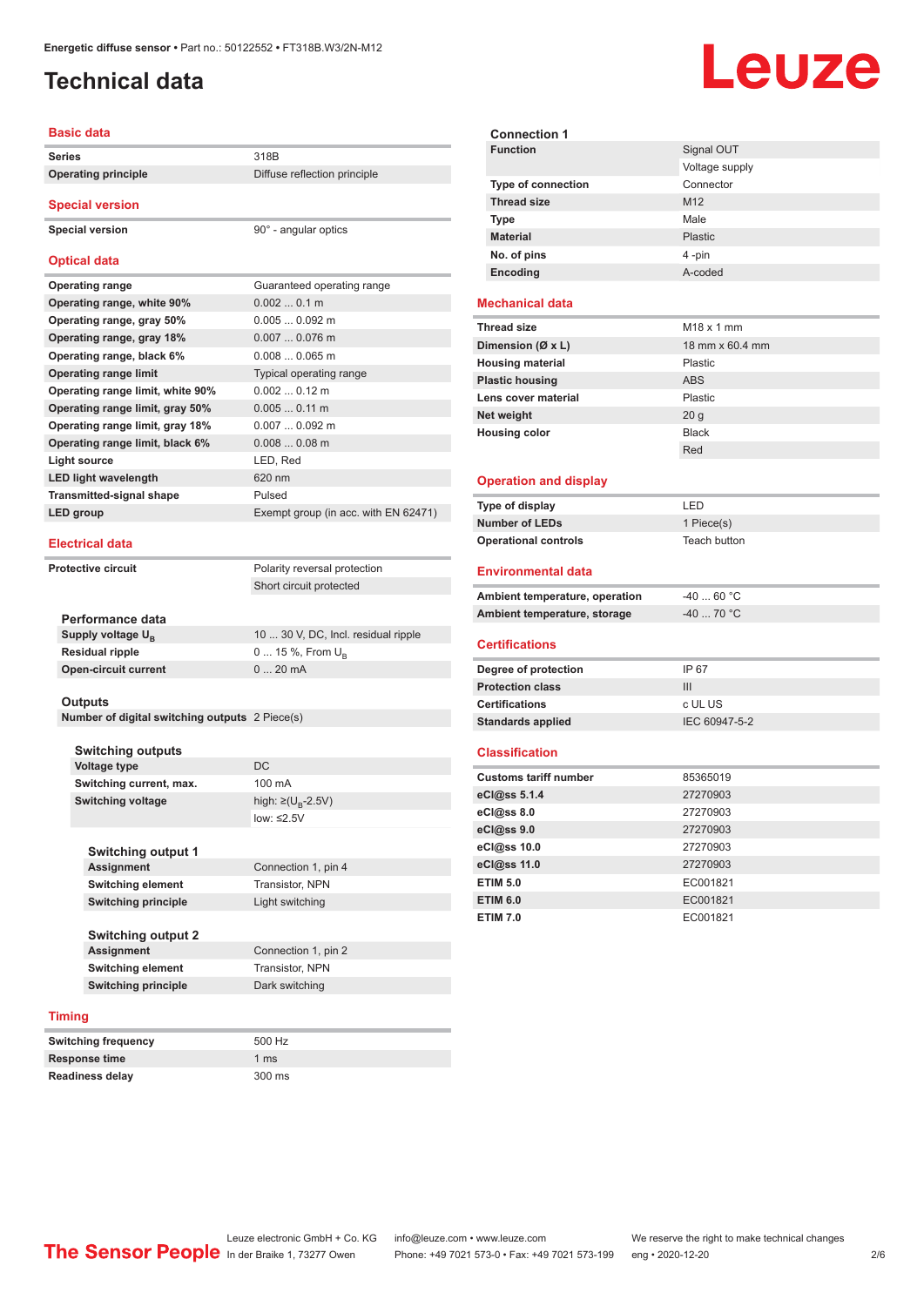# Technical data

## Basic data

| | |
|---|---|
| Series | 318B |
| Operating principle | Diffuse reflection principle |

## Special version

| | |
|---|---|
| Special version | 90° - angular optics |

## Optical data

| | |
|---|---|
| Operating range | Guaranteed operating range |
| Operating range, white 90% | 0.002 ... 0.1 m |
| Operating range, gray 50% | 0.005 ... 0.092 m |
| Operating range, gray 18% | 0.007 ... 0.076 m |
| Operating range, black 6% | 0.008 ... 0.065 m |
| Operating range limit | Typical operating range |
| Operating range limit, white 90% | 0.002 ... 0.12 m |
| Operating range limit, gray 50% | 0.005 ... 0.11 m |
| Operating range limit, gray 18% | 0.007 ... 0.092 m |
| Operating range limit, black 6% | 0.008 ... 0.08 m |
| Light source | LED, Red |
| LED light wavelength | 620 nm |
| Transmitted-signal shape | Pulsed |
| LED group | Exempt group (in acc. with EN 62471) |

## Electrical data

| | |
|---|---|
| Protective circuit | Polarity reversal protection |
| | Short circuit protected |

### Performance data

| | |
|---|---|
| Supply voltage $U_B$ | 10 ... 30 V, DC, Incl. residual ripple |
| Residual ripple | 0 ... 15 %, From $U_B$ |
| Open-circuit current | 0 ... 20 mA |

### Outputs

| | |
|---|---|
| Number of digital switching outputs | 2 Piece(s) |

#### Switching outputs

| | |
|---|---|
| Voltage type | DC |
| Switching current, max. | 100 mA |
| Switching voltage | high: ≥($U_B$-2.5V) |
| | low: ≤2.5V |

#### Switching output 1

| | |
|---|---|
| Assignment | Connection 1, pin 4 |
| Switching element | Transistor, NPN |
| Switching principle | Light switching |

#### Switching output 2

| | |
|---|---|
| Assignment | Connection 1, pin 2 |
| Switching element | Transistor, NPN |
| Switching principle | Dark switching |

## Timing

| | |
|---|---|
| Switching frequency | 500 Hz |
| Response time | 1 ms |
| Readiness delay | 300 ms |

### Connection 1

| | |
|---|---|
| Function | Signal OUT |
| | Voltage supply |
| Type of connection | Connector |
| Thread size | M12 |
| Type | Male |
| Material | Plastic |
| No. of pins | 4 -pin |
| Encoding | A-coded |

## Mechanical data

| | |
|---|---|
| Thread size | M18 x 1 mm |
| Dimension (Ø x L) | 18 mm x 60.4 mm |
| Housing material | Plastic |
| Plastic housing | ABS |
| Lens cover material | Plastic |
| Net weight | 20 g |
| Housing color | Black |
| | Red |

## Operation and display

| | |
|---|---|
| Type of display | LED |
| Number of LEDs | 1 Piece(s) |
| Operational controls | Teach button |

## Environmental data

| | |
|---|---|
| Ambient temperature, operation | -40 ... 60 °C |
| Ambient temperature, storage | -40 ... 70 °C |

## Certifications

| | |
|---|---|
| Degree of protection | IP 67 |
| Protection class | III |
| Certifications | c UL US |
| Standards applied | IEC 60947-5-2 |

## Classification

| | |
|---|---|
| Customs tariff number | 85365019 |
| eCl@ss 5.1.4 | 27270903 |
| eCl@ss 8.0 | 27270903 |
| eCl@ss 9.0 | 27270903 |
| eCl@ss 10.0 | 27270903 |
| eCl@ss 11.0 | 27270903 |
| ETIM 5.0 | EC001821 |
| ETIM 6.0 | EC001821 |
| ETIM 7.0 | EC001821 |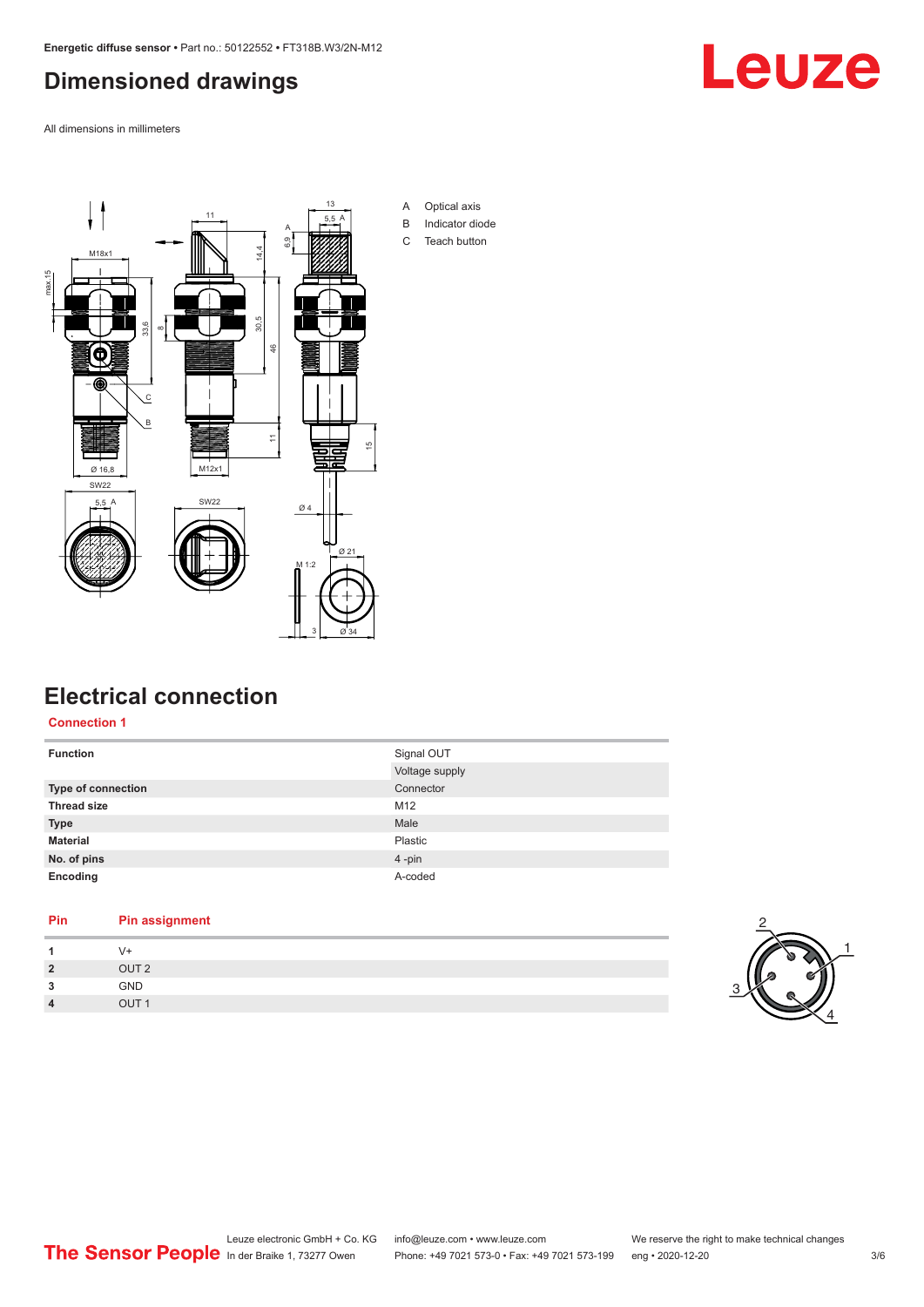# Dimensioned drawings

All dimensions in millimeters

A Optical axis
B Indicator diode
C Teach button

# Electrical connection

## Connection 1

| Function | Signal OUT |
|---|---|
| | Voltage supply |
| Type of connection | Connector |
| Thread size | M12 |
| Type | Male |
| Material | Plastic |
| No. of pins | 4 -pin |
| Encoding | A-coded |

| Pin | Pin assignment |
|---|---|
| 1 | V+ |
| 2 | OUT 2 |
| 3 | GND |
| 4 | OUT 1 |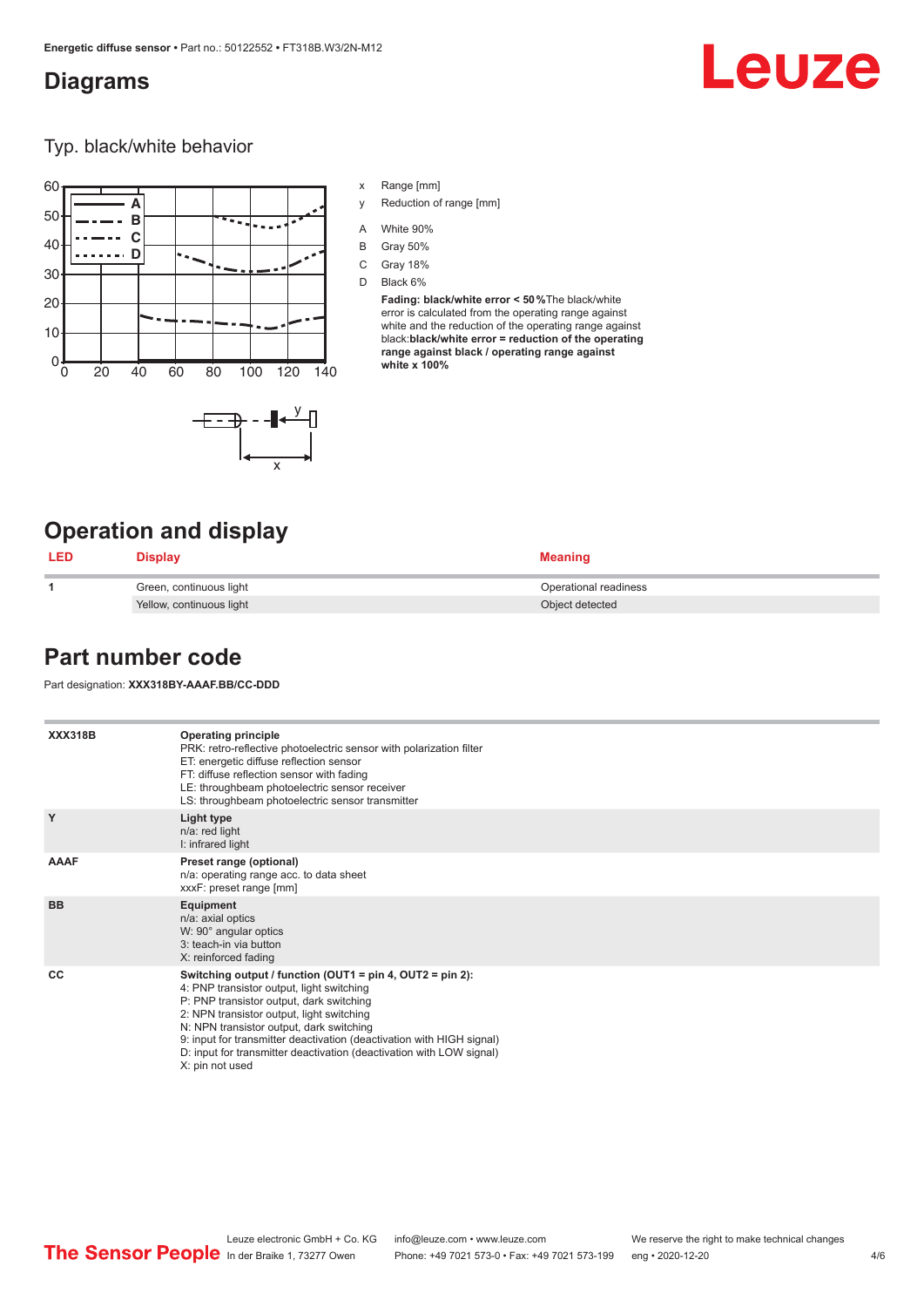## Diagrams

### Typ. black/white behavior

x Range [mm]

y Reduction of range [mm]

A White 90%

B Gray 50%

C Gray 18%

D Black 6%

**Fading: black/white error < 50 %** The black/white error is calculated from the operating range against white and the reduction of the operating range against black: **black/white error = reduction of the operating range against black / operating range against white x 100%**

## Operation and display

| LED | Display | Meaning |
|---|---|---|
| 1 | Green, continuous light | Operational readiness |
| | Yellow, continuous light | Object detected |

## Part number code

Part designation: **XXX318BY-AAAF.BB/CC-DDD**

| | |
|---|---|
| **XXX318B** | **Operating principle**<br>PRK: retro-reflective photoelectric sensor with polarization filter<br>ET: energetic diffuse reflection sensor<br>FT: diffuse reflection sensor with fading<br>LE: throughbeam photoelectric sensor receiver<br>LS: throughbeam photoelectric sensor transmitter |
| **Y** | **Light type**<br>n/a: red light<br>I: infrared light |
| **AAAF** | **Preset range (optional)**<br>n/a: operating range acc. to data sheet<br>xxxF: preset range [mm] |
| **BB** | **Equipment**<br>n/a: axial optics<br>W: 90° angular optics<br>3: teach-in via button<br>X: reinforced fading |
| **CC** | **Switching output / function (OUT1 = pin 4, OUT2 = pin 2):**<br>4: PNP transistor output, light switching<br>P: PNP transistor output, dark switching<br>2: NPN transistor output, light switching<br>N: NPN transistor output, dark switching<br>9: input for transmitter deactivation (deactivation with HIGH signal)<br>D: input for transmitter deactivation (deactivation with LOW signal)<br>X: pin not used |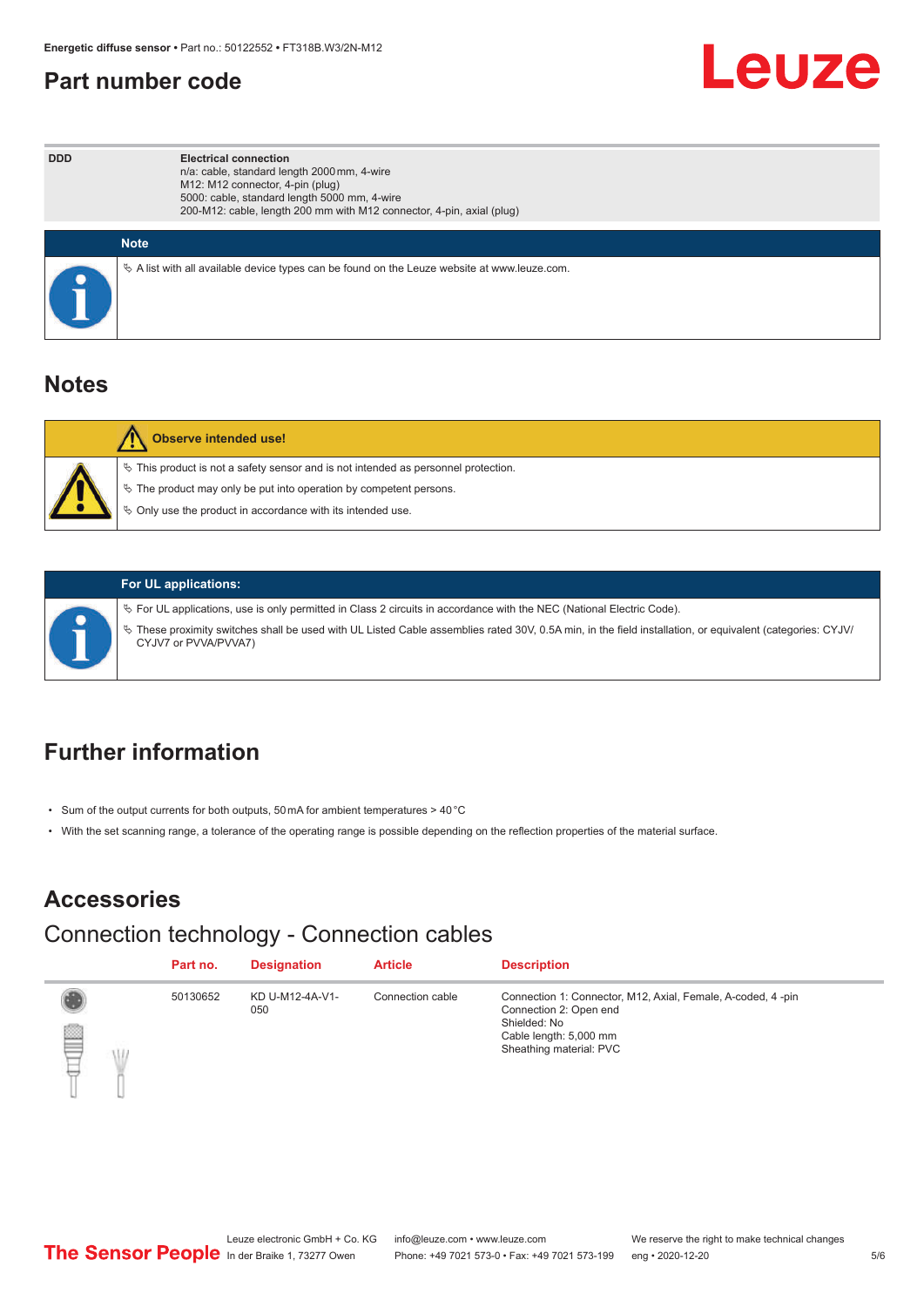## Part number code

| DDD | Electrical connection<br>n/a: cable, standard length 2000 mm, 4-wire<br>M12: M12 connector, 4-pin (plug)<br>5000: cable, standard length 5000 mm, 4-wire<br>200-M12: cable, length 200 mm with M12 connector, 4-pin, axial (plug) |
|---|---|

**Note**

- A list with all available device types can be found on the Leuze website at www.leuze.com.

## Notes

**Observe intended use!**

- This product is not a safety sensor and is not intended as personnel protection.
- The product may only be put into operation by competent persons.
- Only use the product in accordance with its intended use.

**For UL applications:**

- For UL applications, use is only permitted in Class 2 circuits in accordance with the NEC (National Electric Code).
- These proximity switches shall be used with UL Listed Cable assemblies rated 30V, 0.5A min, in the field installation, or equivalent (categories: CYJV/CYJV7 or PVVA/PVVA7)

## Further information

- Sum of the output currents for both outputs, 50 mA for ambient temperatures > 40 °C
- With the set scanning range, a tolerance of the operating range is possible depending on the reflection properties of the material surface.

## Accessories

### Connection technology - Connection cables

| Part no. | Designation | Article | Description |
|---|---|---|---|
| 50130652 | KD U-M12-4A-V1-050 | Connection cable | Connection 1: Connector, M12, Axial, Female, A-coded, 4 -pin<br>Connection 2: Open end<br>Shielded: No<br>Cable length: 5,000 mm<br>Sheathing material: PVC |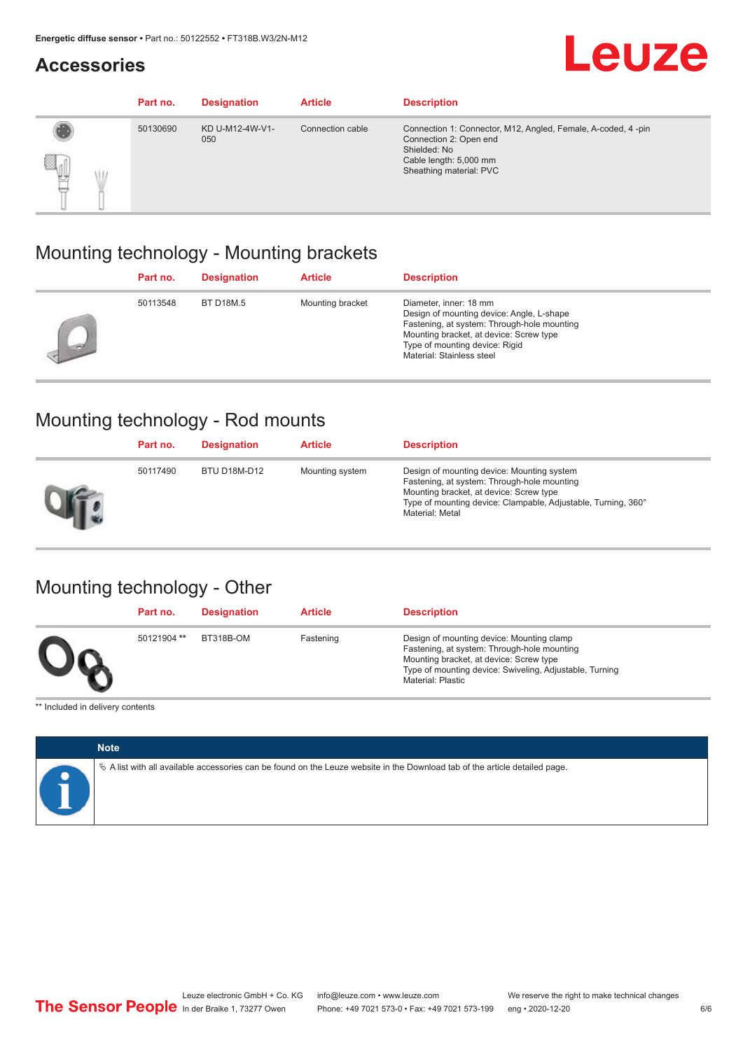## Accessories

| Part no. | Designation | Article | Description |
|---|---|---|---|
| 50130690 | KD U-M12-4W-V1-050 | Connection cable | Connection 1: Connector, M12, Angled, Female, A-coded, 4 -pin<br>Connection 2: Open end<br>Shielded: No<br>Cable length: 5,000 mm<br>Sheathing material: PVC |

## Mounting technology - Mounting brackets

| Part no. | Designation | Article | Description |
|---|---|---|---|
| 50113548 | BT D18M.5 | Mounting bracket | Diameter, inner: 18 mm<br>Design of mounting device: Angle, L-shape<br>Fastening, at system: Through-hole mounting<br>Mounting bracket, at device: Screw type<br>Type of mounting device: Rigid<br>Material: Stainless steel |

## Mounting technology - Rod mounts

| Part no. | Designation | Article | Description |
|---|---|---|---|
| 50117490 | BTU D18M-D12 | Mounting system | Design of mounting device: Mounting system<br>Fastening, at system: Through-hole mounting<br>Mounting bracket, at device: Screw type<br>Type of mounting device: Clampable, Adjustable, Turning, 360°<br>Material: Metal |

## Mounting technology - Other

| Part no. | Designation | Article | Description |
|---|---|---|---|
| 50121904 ** | BT318B-OM | Fastening | Design of mounting device: Mounting clamp<br>Fastening, at system: Through-hole mounting<br>Mounting bracket, at device: Screw type<br>Type of mounting device: Swiveling, Adjustable, Turning<br>Material: Plastic |

** Included in delivery contents

**Note**

A list with all available accessories can be found on the Leuze website in the Download tab of the article detailed page.